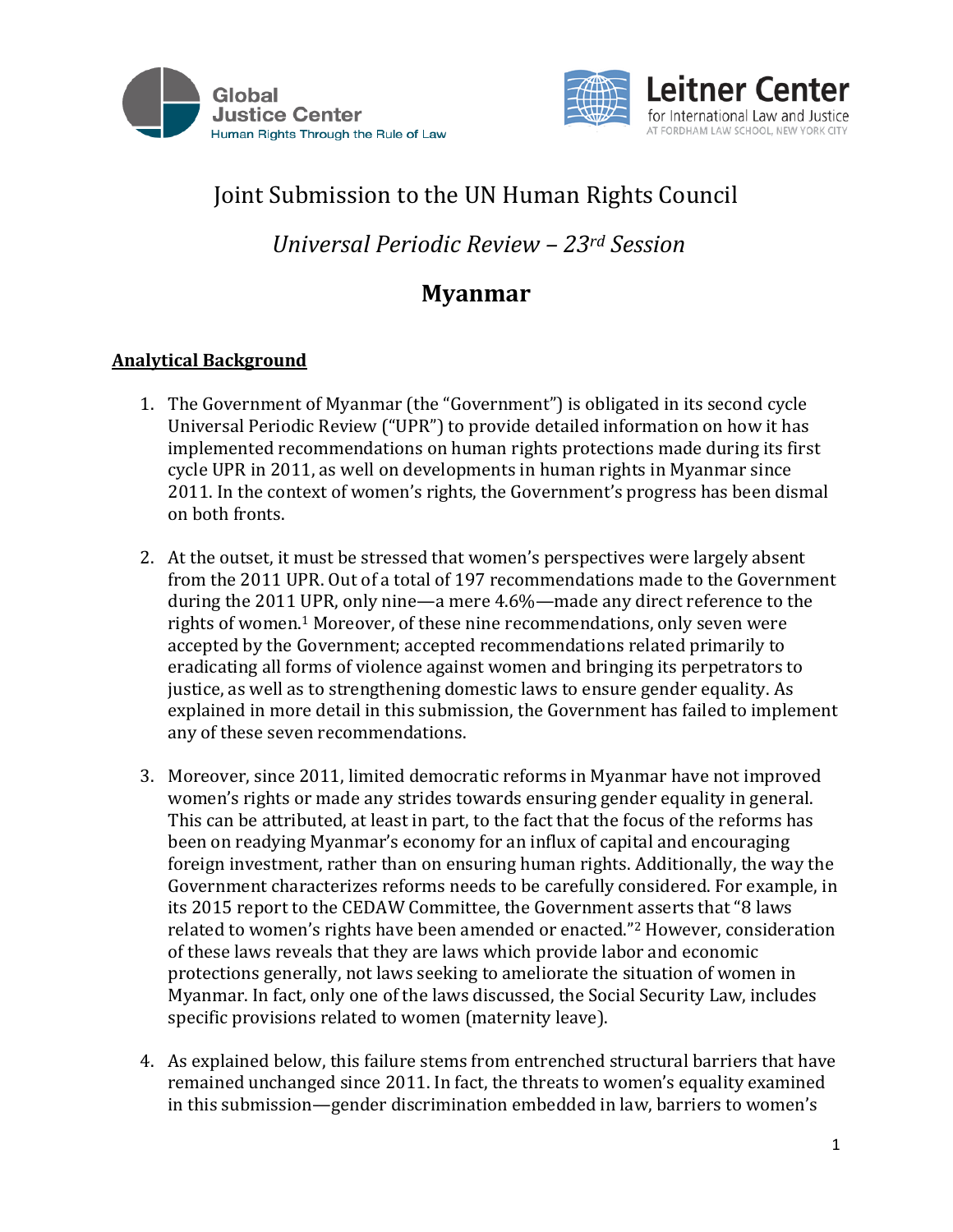# Joint Submission to the UN Human Rights Council

## *Universal Periodic Review – 23rd Session*

## Myanmar

**Analytical Background**

1. The Government of Myanmar (the "Government") is obligated in its second cycle Universal Periodic Review ("UPR") to provide detailed information on how it has implemented recommendations on human rights protections made during its first cycle UPR in 2011, as well on developments in human rights in Myanmar since 2011. In the context of women's rights, the Government's progress has been dismal on both fronts.

2. At the outset, it must be stressed that women's perspectives were largely absent from the 2011 UPR. Out of a total of 197 recommendations made to the Government during the 2011 UPR, only nine—a mere 4.6%—made any direct reference to the rights of women.[1] Moreover, of these nine recommendations, only seven were accepted by the Government; accepted recommendations related primarily to eradicating all forms of violence against women and bringing its perpetrators to justice, as well as to strengthening domestic laws to ensure gender equality. As explained in more detail in this submission, the Government has failed to implement any of these seven recommendations.

3. Moreover, since 2011, limited democratic reforms in Myanmar have not improved women's rights or made any strides towards ensuring gender equality in general. This can be attributed, at least in part, to the fact that the focus of the reforms has been on readying Myanmar's economy for an influx of capital and encouraging foreign investment, rather than on ensuring human rights. Additionally, the way the Government characterizes reforms needs to be carefully considered. For example, in its 2015 report to the CEDAW Committee, the Government asserts that "8 laws related to women's rights have been amended or enacted."[2] However, consideration of these laws reveals that they are laws which provide labor and economic protections generally, not laws seeking to ameliorate the situation of women in Myanmar. In fact, only one of the laws discussed, the Social Security Law, includes specific provisions related to women (maternity leave).

4. As explained below, this failure stems from entrenched structural barriers that have remained unchanged since 2011. In fact, the threats to women's equality examined in this submission—gender discrimination embedded in law, barriers to women's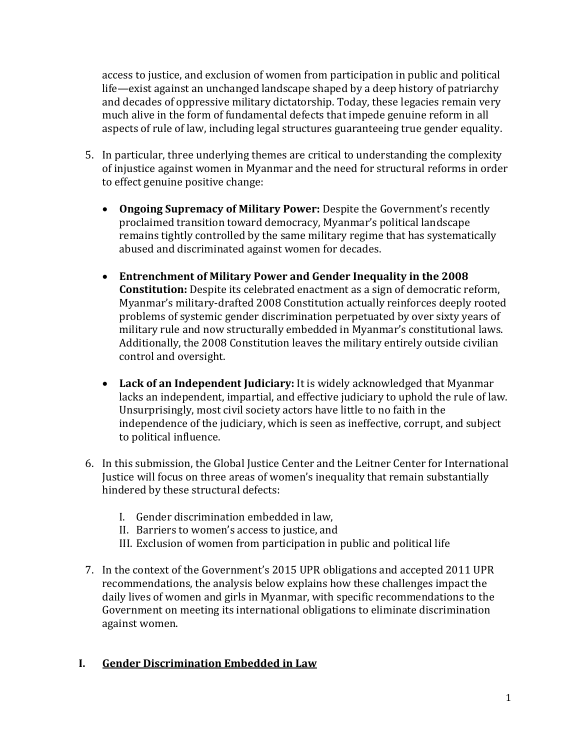access to justice, and exclusion of women from participation in public and political life—exist against an unchanged landscape shaped by a deep history of patriarchy and decades of oppressive military dictatorship. Today, these legacies remain very much alive in the form of fundamental defects that impede genuine reform in all aspects of rule of law, including legal structures guaranteeing true gender equality.

5. In particular, three underlying themes are critical to understanding the complexity of injustice against women in Myanmar and the need for structural reforms in order to effect genuine positive change:

   - **Ongoing Supremacy of Military Power:** Despite the Government's recently proclaimed transition toward democracy, Myanmar's political landscape remains tightly controlled by the same military regime that has systematically abused and discriminated against women for decades.

   - **Entrenchment of Military Power and Gender Inequality in the 2008 Constitution:** Despite its celebrated enactment as a sign of democratic reform, Myanmar's military-drafted 2008 Constitution actually reinforces deeply rooted problems of systemic gender discrimination perpetuated by over sixty years of military rule and now structurally embedded in Myanmar's constitutional laws. Additionally, the 2008 Constitution leaves the military entirely outside civilian control and oversight.

   - **Lack of an Independent Judiciary:** It is widely acknowledged that Myanmar lacks an independent, impartial, and effective judiciary to uphold the rule of law. Unsurprisingly, most civil society actors have little to no faith in the independence of the judiciary, which is seen as ineffective, corrupt, and subject to political influence.

6. In this submission, the Global Justice Center and the Leitner Center for International Justice will focus on three areas of women's inequality that remain substantially hindered by these structural defects:

   I. Gender discrimination embedded in law,
   II. Barriers to women's access to justice, and
   III. Exclusion of women from participation in public and political life

7. In the context of the Government's 2015 UPR obligations and accepted 2011 UPR recommendations, the analysis below explains how these challenges impact the daily lives of women and girls in Myanmar, with specific recommendations to the Government on meeting its international obligations to eliminate discrimination against women.

## I. Gender Discrimination Embedded in Law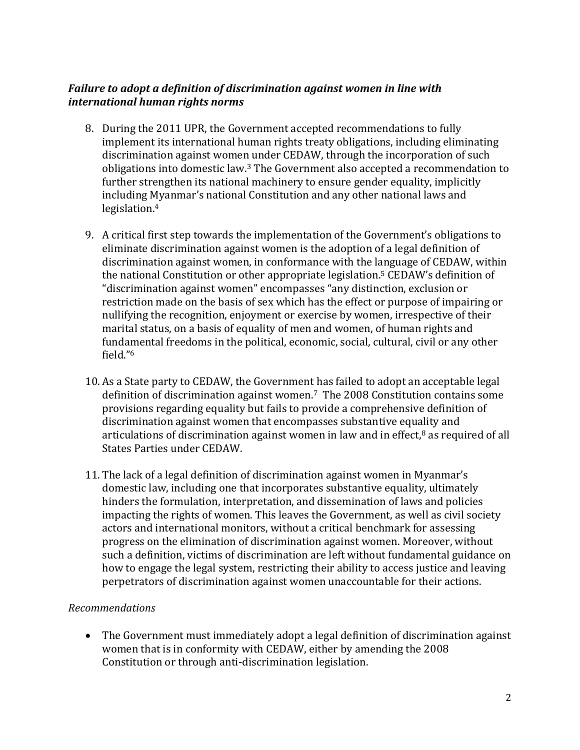***Failure to adopt a definition of discrimination against women in line with international human rights norms***

8. During the 2011 UPR, the Government accepted recommendations to fully implement its international human rights treaty obligations, including eliminating discrimination against women under CEDAW, through the incorporation of such obligations into domestic law.[3] The Government also accepted a recommendation to further strengthen its national machinery to ensure gender equality, implicitly including Myanmar's national Constitution and any other national laws and legislation.[4]

9. A critical first step towards the implementation of the Government's obligations to eliminate discrimination against women is the adoption of a legal definition of discrimination against women, in conformance with the language of CEDAW, within the national Constitution or other appropriate legislation.[5] CEDAW's definition of "discrimination against women" encompasses "any distinction, exclusion or restriction made on the basis of sex which has the effect or purpose of impairing or nullifying the recognition, enjoyment or exercise by women, irrespective of their marital status, on a basis of equality of men and women, of human rights and fundamental freedoms in the political, economic, social, cultural, civil or any other field."[6]

10. As a State party to CEDAW, the Government has failed to adopt an acceptable legal definition of discrimination against women.[7] The 2008 Constitution contains some provisions regarding equality but fails to provide a comprehensive definition of discrimination against women that encompasses substantive equality and articulations of discrimination against women in law and in effect,[8] as required of all States Parties under CEDAW.

11. The lack of a legal definition of discrimination against women in Myanmar's domestic law, including one that incorporates substantive equality, ultimately hinders the formulation, interpretation, and dissemination of laws and policies impacting the rights of women. This leaves the Government, as well as civil society actors and international monitors, without a critical benchmark for assessing progress on the elimination of discrimination against women. Moreover, without such a definition, victims of discrimination are left without fundamental guidance on how to engage the legal system, restricting their ability to access justice and leaving perpetrators of discrimination against women unaccountable for their actions.

*Recommendations*

- The Government must immediately adopt a legal definition of discrimination against women that is in conformity with CEDAW, either by amending the 2008 Constitution or through anti-discrimination legislation.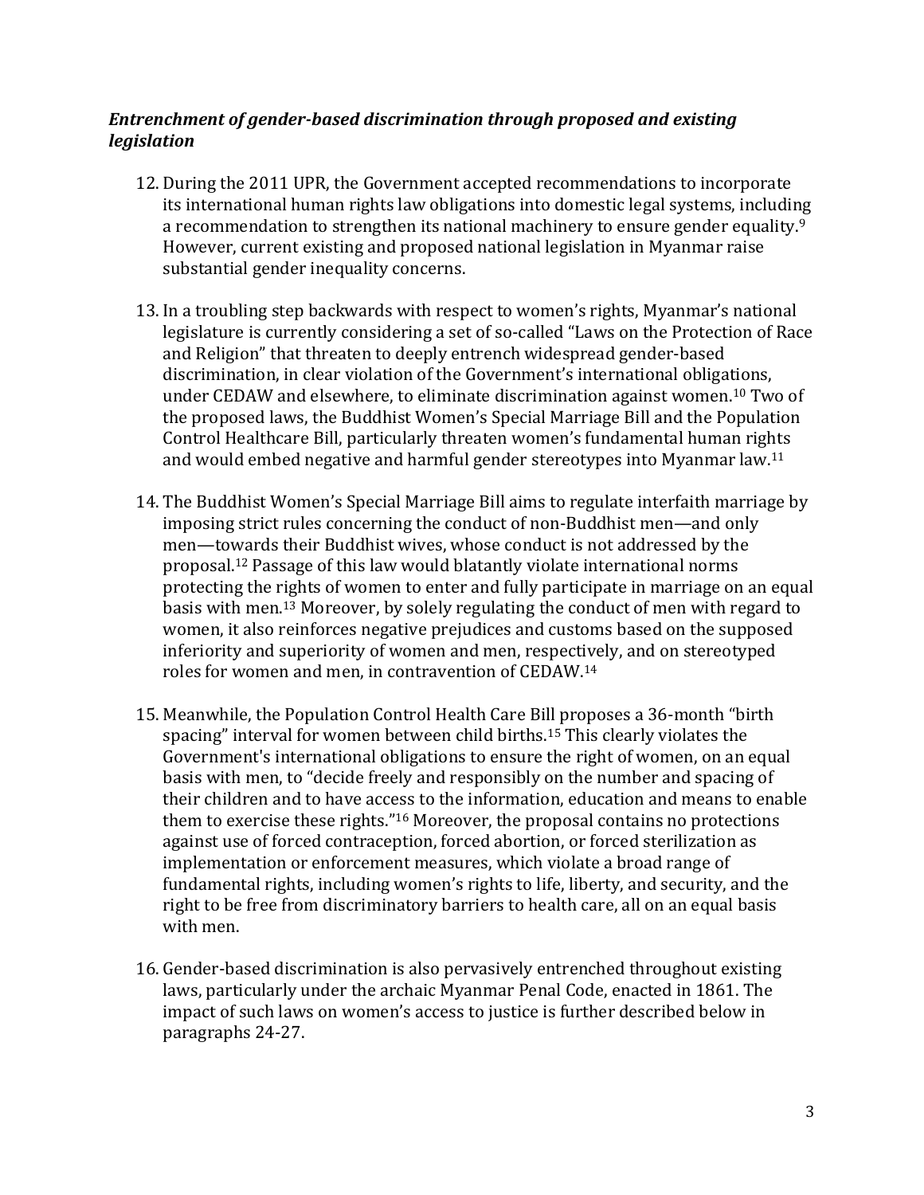### *Entrenchment of gender-based discrimination through proposed and existing legislation*

12. During the 2011 UPR, the Government accepted recommendations to incorporate its international human rights law obligations into domestic legal systems, including a recommendation to strengthen its national machinery to ensure gender equality.[9] However, current existing and proposed national legislation in Myanmar raise substantial gender inequality concerns.

13. In a troubling step backwards with respect to women's rights, Myanmar's national legislature is currently considering a set of so-called "Laws on the Protection of Race and Religion" that threaten to deeply entrench widespread gender-based discrimination, in clear violation of the Government's international obligations, under CEDAW and elsewhere, to eliminate discrimination against women.[10] Two of the proposed laws, the Buddhist Women's Special Marriage Bill and the Population Control Healthcare Bill, particularly threaten women's fundamental human rights and would embed negative and harmful gender stereotypes into Myanmar law.[11]

14. The Buddhist Women's Special Marriage Bill aims to regulate interfaith marriage by imposing strict rules concerning the conduct of non-Buddhist men—and only men—towards their Buddhist wives, whose conduct is not addressed by the proposal.[12] Passage of this law would blatantly violate international norms protecting the rights of women to enter and fully participate in marriage on an equal basis with men.[13] Moreover, by solely regulating the conduct of men with regard to women, it also reinforces negative prejudices and customs based on the supposed inferiority and superiority of women and men, respectively, and on stereotyped roles for women and men, in contravention of CEDAW.[14]

15. Meanwhile, the Population Control Health Care Bill proposes a 36-month "birth spacing" interval for women between child births.[15] This clearly violates the Government's international obligations to ensure the right of women, on an equal basis with men, to "decide freely and responsibly on the number and spacing of their children and to have access to the information, education and means to enable them to exercise these rights."[16] Moreover, the proposal contains no protections against use of forced contraception, forced abortion, or forced sterilization as implementation or enforcement measures, which violate a broad range of fundamental rights, including women's rights to life, liberty, and security, and the right to be free from discriminatory barriers to health care, all on an equal basis with men.

16. Gender-based discrimination is also pervasively entrenched throughout existing laws, particularly under the archaic Myanmar Penal Code, enacted in 1861. The impact of such laws on women's access to justice is further described below in paragraphs 24-27.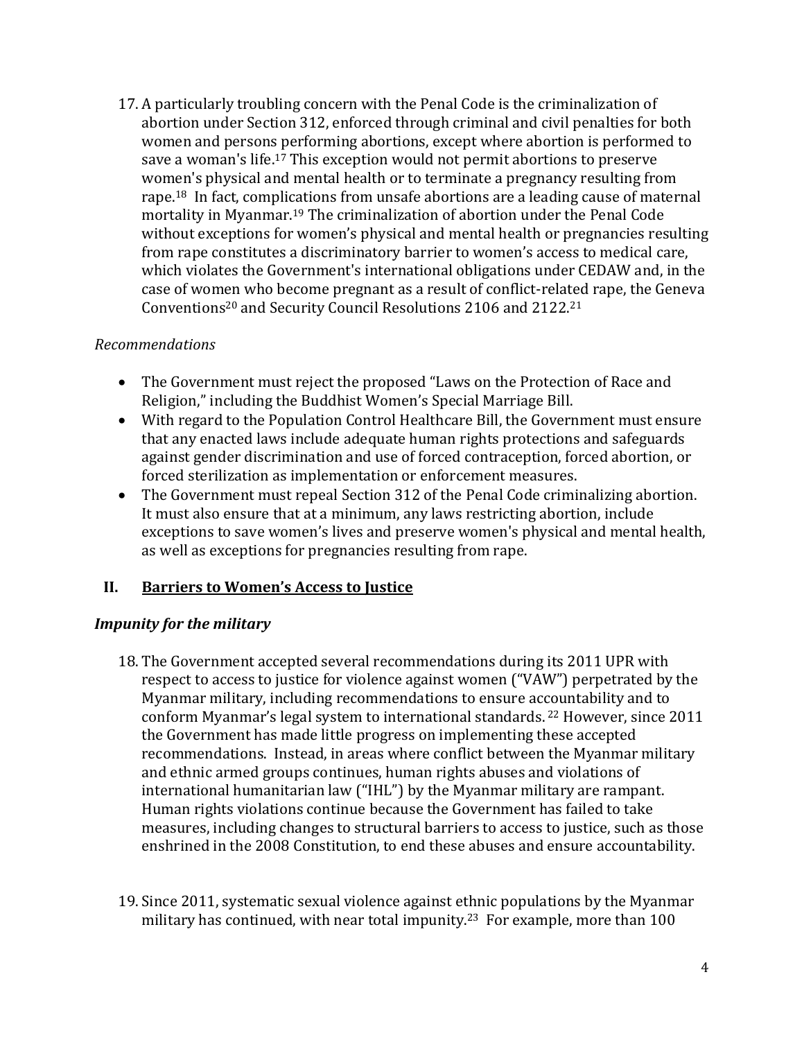17. A particularly troubling concern with the Penal Code is the criminalization of abortion under Section 312, enforced through criminal and civil penalties for both women and persons performing abortions, except where abortion is performed to save a woman's life.[17] This exception would not permit abortions to preserve women's physical and mental health or to terminate a pregnancy resulting from rape.[18] In fact, complications from unsafe abortions are a leading cause of maternal mortality in Myanmar.[19] The criminalization of abortion under the Penal Code without exceptions for women's physical and mental health or pregnancies resulting from rape constitutes a discriminatory barrier to women's access to medical care, which violates the Government's international obligations under CEDAW and, in the case of women who become pregnant as a result of conflict-related rape, the Geneva Conventions[20] and Security Council Resolutions 2106 and 2122.[21]

*Recommendations*

- The Government must reject the proposed "Laws on the Protection of Race and Religion," including the Buddhist Women's Special Marriage Bill.
- With regard to the Population Control Healthcare Bill, the Government must ensure that any enacted laws include adequate human rights protections and safeguards against gender discrimination and use of forced contraception, forced abortion, or forced sterilization as implementation or enforcement measures.
- The Government must repeal Section 312 of the Penal Code criminalizing abortion. It must also ensure that at a minimum, any laws restricting abortion, include exceptions to save women's lives and preserve women's physical and mental health, as well as exceptions for pregnancies resulting from rape.

## II. <u>Barriers to Women's Access to Justice</u>

### *Impunity for the military*

18. The Government accepted several recommendations during its 2011 UPR with respect to access to justice for violence against women ("VAW") perpetrated by the Myanmar military, including recommendations to ensure accountability and to conform Myanmar's legal system to international standards.[22] However, since 2011 the Government has made little progress on implementing these accepted recommendations. Instead, in areas where conflict between the Myanmar military and ethnic armed groups continues, human rights abuses and violations of international humanitarian law ("IHL") by the Myanmar military are rampant. Human rights violations continue because the Government has failed to take measures, including changes to structural barriers to access to justice, such as those enshrined in the 2008 Constitution, to end these abuses and ensure accountability.

19. Since 2011, systematic sexual violence against ethnic populations by the Myanmar military has continued, with near total impunity.[23] For example, more than 100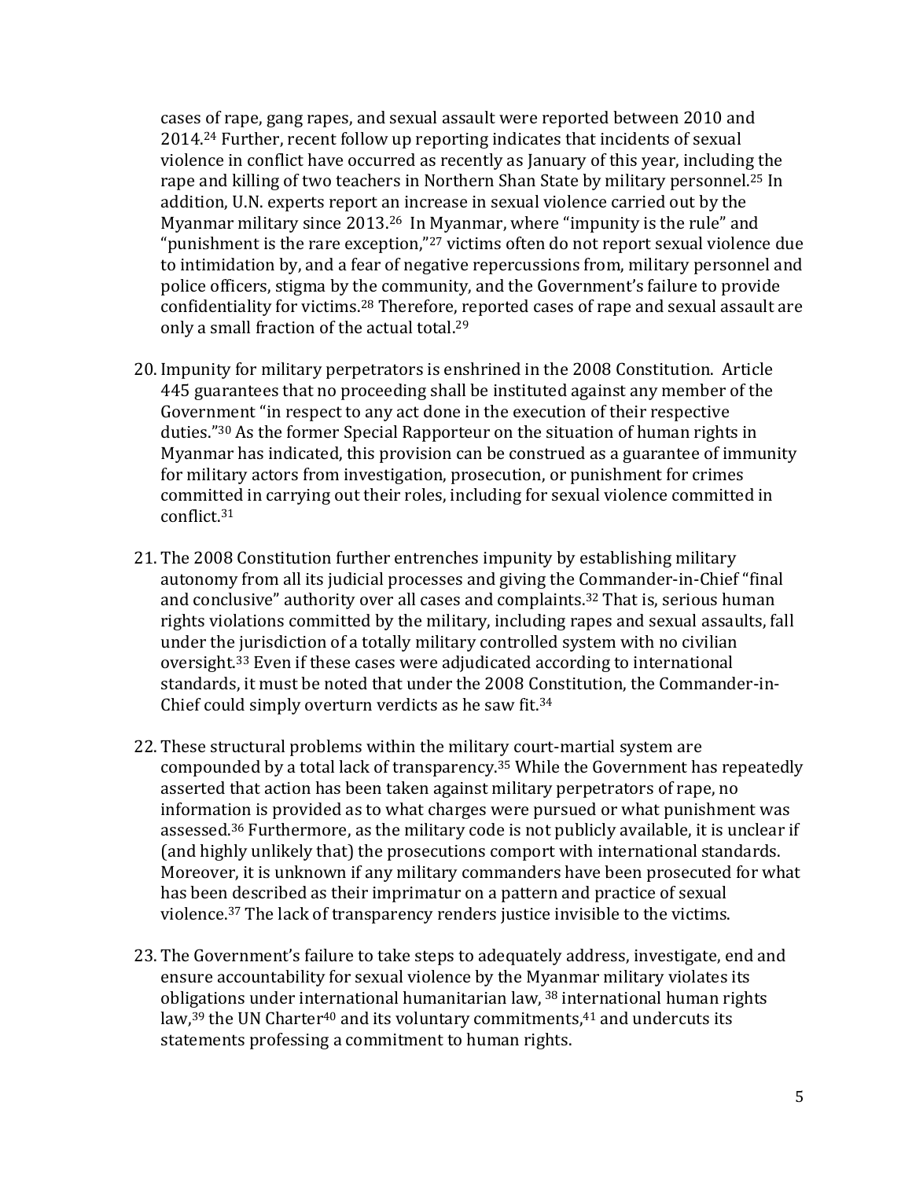cases of rape, gang rapes, and sexual assault were reported between 2010 and 2014.[24] Further, recent follow up reporting indicates that incidents of sexual violence in conflict have occurred as recently as January of this year, including the rape and killing of two teachers in Northern Shan State by military personnel.[25] In addition, U.N. experts report an increase in sexual violence carried out by the Myanmar military since 2013.[26] In Myanmar, where "impunity is the rule" and "punishment is the rare exception,"[27] victims often do not report sexual violence due to intimidation by, and a fear of negative repercussions from, military personnel and police officers, stigma by the community, and the Government's failure to provide confidentiality for victims.[28] Therefore, reported cases of rape and sexual assault are only a small fraction of the actual total.[29]

20. Impunity for military perpetrators is enshrined in the 2008 Constitution. Article 445 guarantees that no proceeding shall be instituted against any member of the Government "in respect to any act done in the execution of their respective duties."[30] As the former Special Rapporteur on the situation of human rights in Myanmar has indicated, this provision can be construed as a guarantee of immunity for military actors from investigation, prosecution, or punishment for crimes committed in carrying out their roles, including for sexual violence committed in conflict.[31]

21. The 2008 Constitution further entrenches impunity by establishing military autonomy from all its judicial processes and giving the Commander-in-Chief "final and conclusive" authority over all cases and complaints.[32] That is, serious human rights violations committed by the military, including rapes and sexual assaults, fall under the jurisdiction of a totally military controlled system with no civilian oversight.[33] Even if these cases were adjudicated according to international standards, it must be noted that under the 2008 Constitution, the Commander-in-Chief could simply overturn verdicts as he saw fit.[34]

22. These structural problems within the military court-martial system are compounded by a total lack of transparency.[35] While the Government has repeatedly asserted that action has been taken against military perpetrators of rape, no information is provided as to what charges were pursued or what punishment was assessed.[36] Furthermore, as the military code is not publicly available, it is unclear if (and highly unlikely that) the prosecutions comport with international standards. Moreover, it is unknown if any military commanders have been prosecuted for what has been described as their imprimatur on a pattern and practice of sexual violence.[37] The lack of transparency renders justice invisible to the victims.

23. The Government's failure to take steps to adequately address, investigate, end and ensure accountability for sexual violence by the Myanmar military violates its obligations under international humanitarian law,[38] international human rights law,[39] the UN Charter[40] and its voluntary commitments,[41] and undercuts its statements professing a commitment to human rights.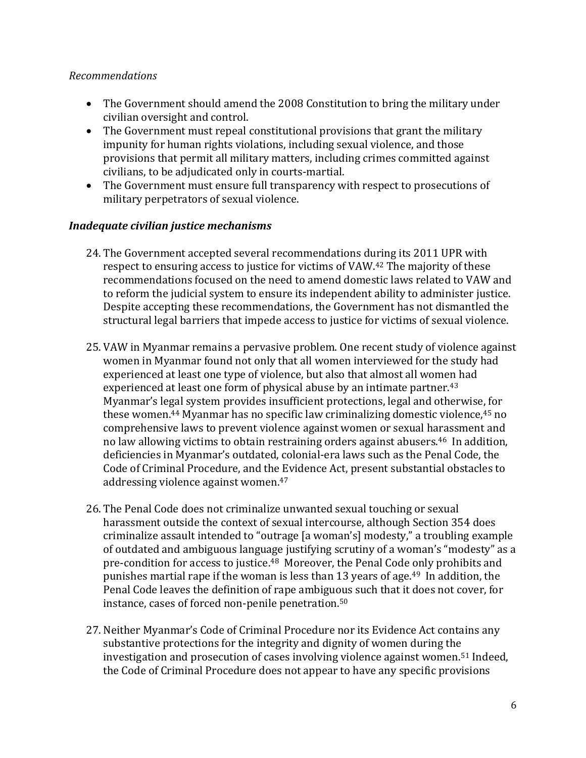*Recommendations*

- The Government should amend the 2008 Constitution to bring the military under civilian oversight and control.
- The Government must repeal constitutional provisions that grant the military impunity for human rights violations, including sexual violence, and those provisions that permit all military matters, including crimes committed against civilians, to be adjudicated only in courts-martial.
- The Government must ensure full transparency with respect to prosecutions of military perpetrators of sexual violence.

***Inadequate civilian justice mechanisms***

24. The Government accepted several recommendations during its 2011 UPR with respect to ensuring access to justice for victims of VAW.[42] The majority of these recommendations focused on the need to amend domestic laws related to VAW and to reform the judicial system to ensure its independent ability to administer justice. Despite accepting these recommendations, the Government has not dismantled the structural legal barriers that impede access to justice for victims of sexual violence.

25. VAW in Myanmar remains a pervasive problem. One recent study of violence against women in Myanmar found not only that all women interviewed for the study had experienced at least one type of violence, but also that almost all women had experienced at least one form of physical abuse by an intimate partner.[43] Myanmar's legal system provides insufficient protections, legal and otherwise, for these women.[44] Myanmar has no specific law criminalizing domestic violence,[45] no comprehensive laws to prevent violence against women or sexual harassment and no law allowing victims to obtain restraining orders against abusers.[46] In addition, deficiencies in Myanmar's outdated, colonial-era laws such as the Penal Code, the Code of Criminal Procedure, and the Evidence Act, present substantial obstacles to addressing violence against women.[47]

26. The Penal Code does not criminalize unwanted sexual touching or sexual harassment outside the context of sexual intercourse, although Section 354 does criminalize assault intended to "outrage [a woman's] modesty," a troubling example of outdated and ambiguous language justifying scrutiny of a woman's "modesty" as a pre-condition for access to justice.[48] Moreover, the Penal Code only prohibits and punishes martial rape if the woman is less than 13 years of age.[49] In addition, the Penal Code leaves the definition of rape ambiguous such that it does not cover, for instance, cases of forced non-penile penetration.[50]

27. Neither Myanmar's Code of Criminal Procedure nor its Evidence Act contains any substantive protections for the integrity and dignity of women during the investigation and prosecution of cases involving violence against women.[51] Indeed, the Code of Criminal Procedure does not appear to have any specific provisions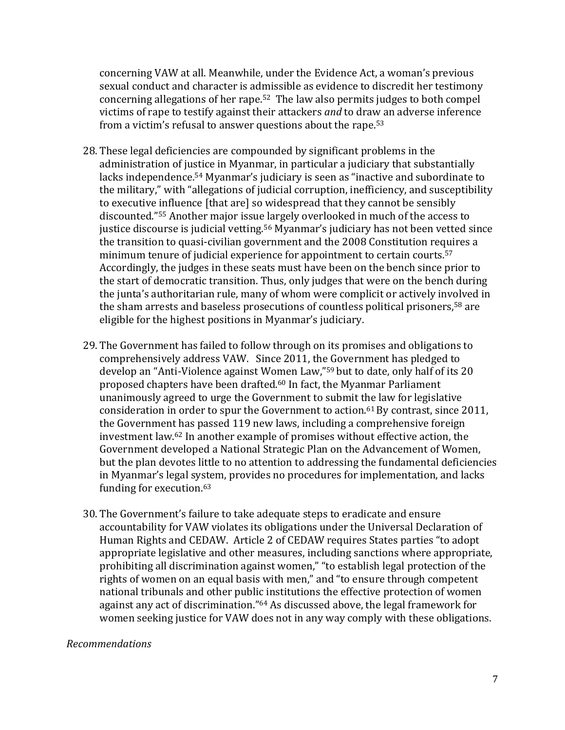concerning VAW at all. Meanwhile, under the Evidence Act, a woman's previous sexual conduct and character is admissible as evidence to discredit her testimony concerning allegations of her rape.[52] The law also permits judges to both compel victims of rape to testify against their attackers *and* to draw an adverse inference from a victim's refusal to answer questions about the rape.[53]

28. These legal deficiencies are compounded by significant problems in the administration of justice in Myanmar, in particular a judiciary that substantially lacks independence.[54] Myanmar's judiciary is seen as "inactive and subordinate to the military," with "allegations of judicial corruption, inefficiency, and susceptibility to executive influence [that are] so widespread that they cannot be sensibly discounted."[55] Another major issue largely overlooked in much of the access to justice discourse is judicial vetting.[56] Myanmar's judiciary has not been vetted since the transition to quasi-civilian government and the 2008 Constitution requires a minimum tenure of judicial experience for appointment to certain courts.[57] Accordingly, the judges in these seats must have been on the bench since prior to the start of democratic transition. Thus, only judges that were on the bench during the junta's authoritarian rule, many of whom were complicit or actively involved in the sham arrests and baseless prosecutions of countless political prisoners,[58] are eligible for the highest positions in Myanmar's judiciary.

29. The Government has failed to follow through on its promises and obligations to comprehensively address VAW. Since 2011, the Government has pledged to develop an "Anti-Violence against Women Law,"[59] but to date, only half of its 20 proposed chapters have been drafted.[60] In fact, the Myanmar Parliament unanimously agreed to urge the Government to submit the law for legislative consideration in order to spur the Government to action.[61] By contrast, since 2011, the Government has passed 119 new laws, including a comprehensive foreign investment law.[62] In another example of promises without effective action, the Government developed a National Strategic Plan on the Advancement of Women, but the plan devotes little to no attention to addressing the fundamental deficiencies in Myanmar's legal system, provides no procedures for implementation, and lacks funding for execution.[63]

30. The Government's failure to take adequate steps to eradicate and ensure accountability for VAW violates its obligations under the Universal Declaration of Human Rights and CEDAW. Article 2 of CEDAW requires States parties "to adopt appropriate legislative and other measures, including sanctions where appropriate, prohibiting all discrimination against women," "to establish legal protection of the rights of women on an equal basis with men," and "to ensure through competent national tribunals and other public institutions the effective protection of women against any act of discrimination."[64] As discussed above, the legal framework for women seeking justice for VAW does not in any way comply with these obligations.

*Recommendations*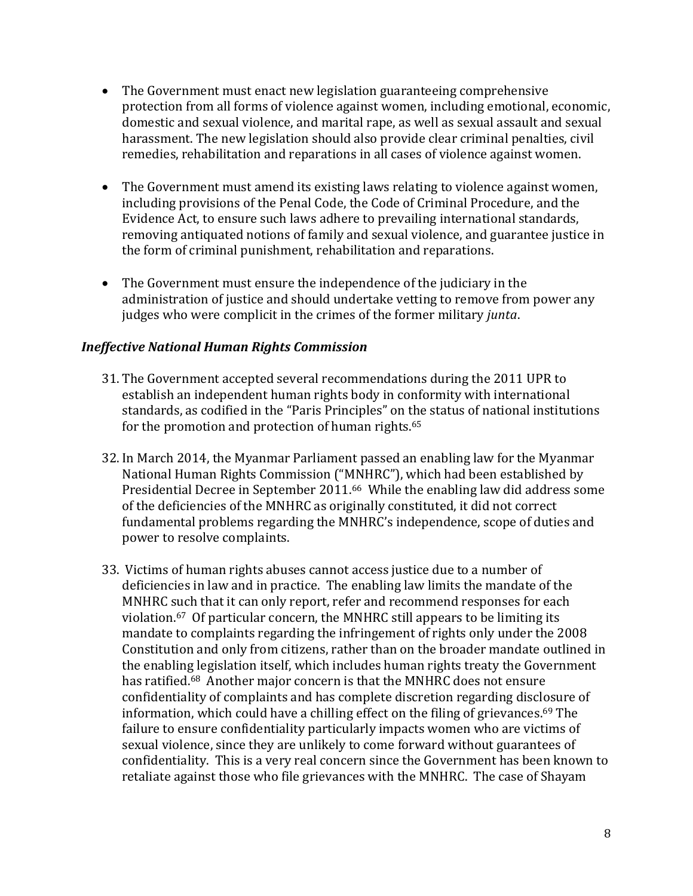- The Government must enact new legislation guaranteeing comprehensive protection from all forms of violence against women, including emotional, economic, domestic and sexual violence, and marital rape, as well as sexual assault and sexual harassment. The new legislation should also provide clear criminal penalties, civil remedies, rehabilitation and reparations in all cases of violence against women.

- The Government must amend its existing laws relating to violence against women, including provisions of the Penal Code, the Code of Criminal Procedure, and the Evidence Act, to ensure such laws adhere to prevailing international standards, removing antiquated notions of family and sexual violence, and guarantee justice in the form of criminal punishment, rehabilitation and reparations.

- The Government must ensure the independence of the judiciary in the administration of justice and should undertake vetting to remove from power any judges who were complicit in the crimes of the former military *junta*.

### *Ineffective National Human Rights Commission*

31. The Government accepted several recommendations during the 2011 UPR to establish an independent human rights body in conformity with international standards, as codified in the "Paris Principles" on the status of national institutions for the promotion and protection of human rights.[65]

32. In March 2014, the Myanmar Parliament passed an enabling law for the Myanmar National Human Rights Commission ("MNHRC"), which had been established by Presidential Decree in September 2011.[66] While the enabling law did address some of the deficiencies of the MNHRC as originally constituted, it did not correct fundamental problems regarding the MNHRC's independence, scope of duties and power to resolve complaints.

33. Victims of human rights abuses cannot access justice due to a number of deficiencies in law and in practice. The enabling law limits the mandate of the MNHRC such that it can only report, refer and recommend responses for each violation.[67] Of particular concern, the MNHRC still appears to be limiting its mandate to complaints regarding the infringement of rights only under the 2008 Constitution and only from citizens, rather than on the broader mandate outlined in the enabling legislation itself, which includes human rights treaty the Government has ratified.[68] Another major concern is that the MNHRC does not ensure confidentiality of complaints and has complete discretion regarding disclosure of information, which could have a chilling effect on the filing of grievances.[69] The failure to ensure confidentiality particularly impacts women who are victims of sexual violence, since they are unlikely to come forward without guarantees of confidentiality. This is a very real concern since the Government has been known to retaliate against those who file grievances with the MNHRC. The case of Shayam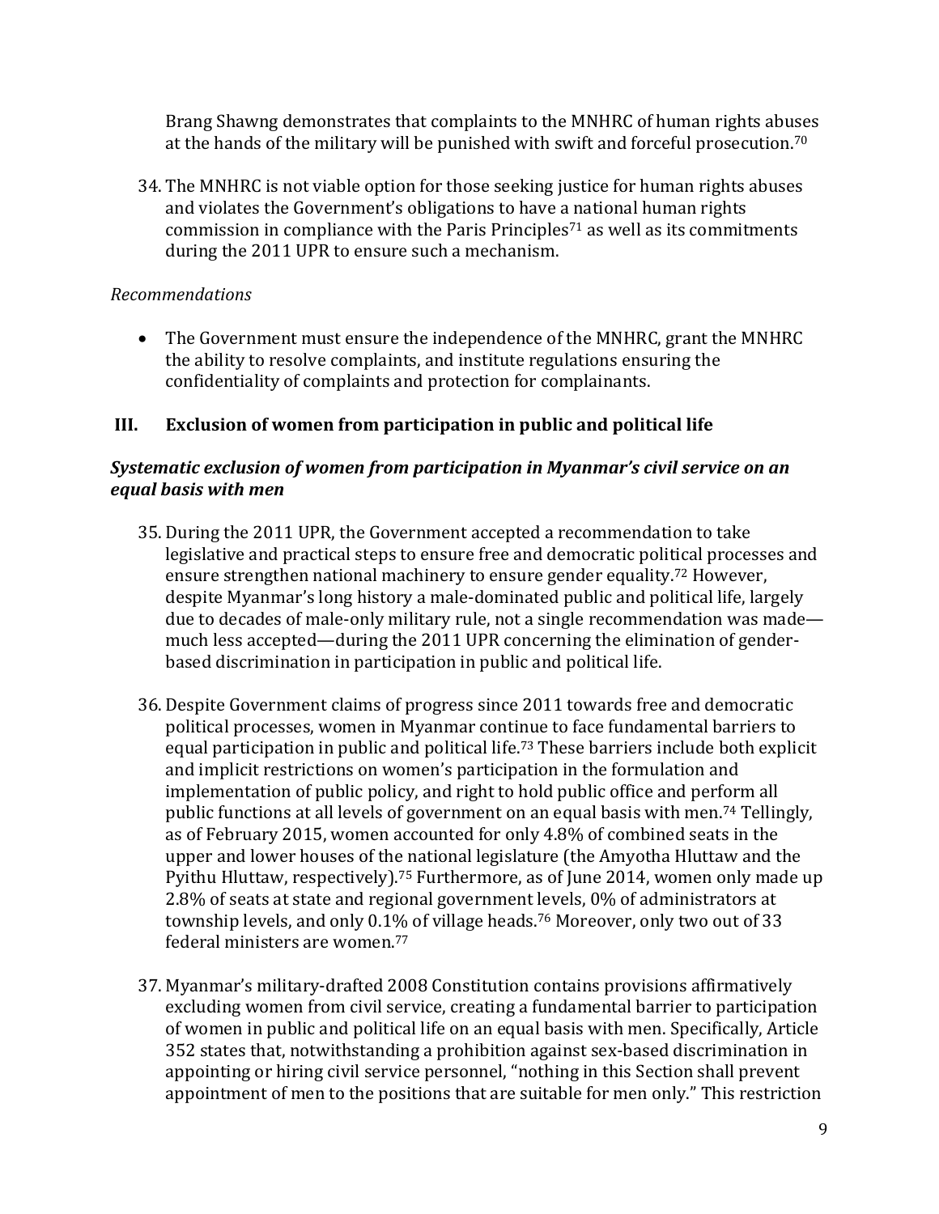Brang Shawng demonstrates that complaints to the MNHRC of human rights abuses at the hands of the military will be punished with swift and forceful prosecution.[70]

34. The MNHRC is not viable option for those seeking justice for human rights abuses and violates the Government's obligations to have a national human rights commission in compliance with the Paris Principles[71] as well as its commitments during the 2011 UPR to ensure such a mechanism.

*Recommendations*

- The Government must ensure the independence of the MNHRC, grant the MNHRC the ability to resolve complaints, and institute regulations ensuring the confidentiality of complaints and protection for complainants.

## III. Exclusion of women from participation in public and political life

### *Systematic exclusion of women from participation in Myanmar's civil service on an equal basis with men*

35. During the 2011 UPR, the Government accepted a recommendation to take legislative and practical steps to ensure free and democratic political processes and ensure strengthen national machinery to ensure gender equality.[72] However, despite Myanmar's long history a male-dominated public and political life, largely due to decades of male-only military rule, not a single recommendation was made—much less accepted—during the 2011 UPR concerning the elimination of gender-based discrimination in participation in public and political life.

36. Despite Government claims of progress since 2011 towards free and democratic political processes, women in Myanmar continue to face fundamental barriers to equal participation in public and political life.[73] These barriers include both explicit and implicit restrictions on women's participation in the formulation and implementation of public policy, and right to hold public office and perform all public functions at all levels of government on an equal basis with men.[74] Tellingly, as of February 2015, women accounted for only 4.8% of combined seats in the upper and lower houses of the national legislature (the Amyotha Hluttaw and the Pyithu Hluttaw, respectively).[75] Furthermore, as of June 2014, women only made up 2.8% of seats at state and regional government levels, 0% of administrators at township levels, and only 0.1% of village heads.[76] Moreover, only two out of 33 federal ministers are women.[77]

37. Myanmar's military-drafted 2008 Constitution contains provisions affirmatively excluding women from civil service, creating a fundamental barrier to participation of women in public and political life on an equal basis with men. Specifically, Article 352 states that, notwithstanding a prohibition against sex-based discrimination in appointing or hiring civil service personnel, "nothing in this Section shall prevent appointment of men to the positions that are suitable for men only." This restriction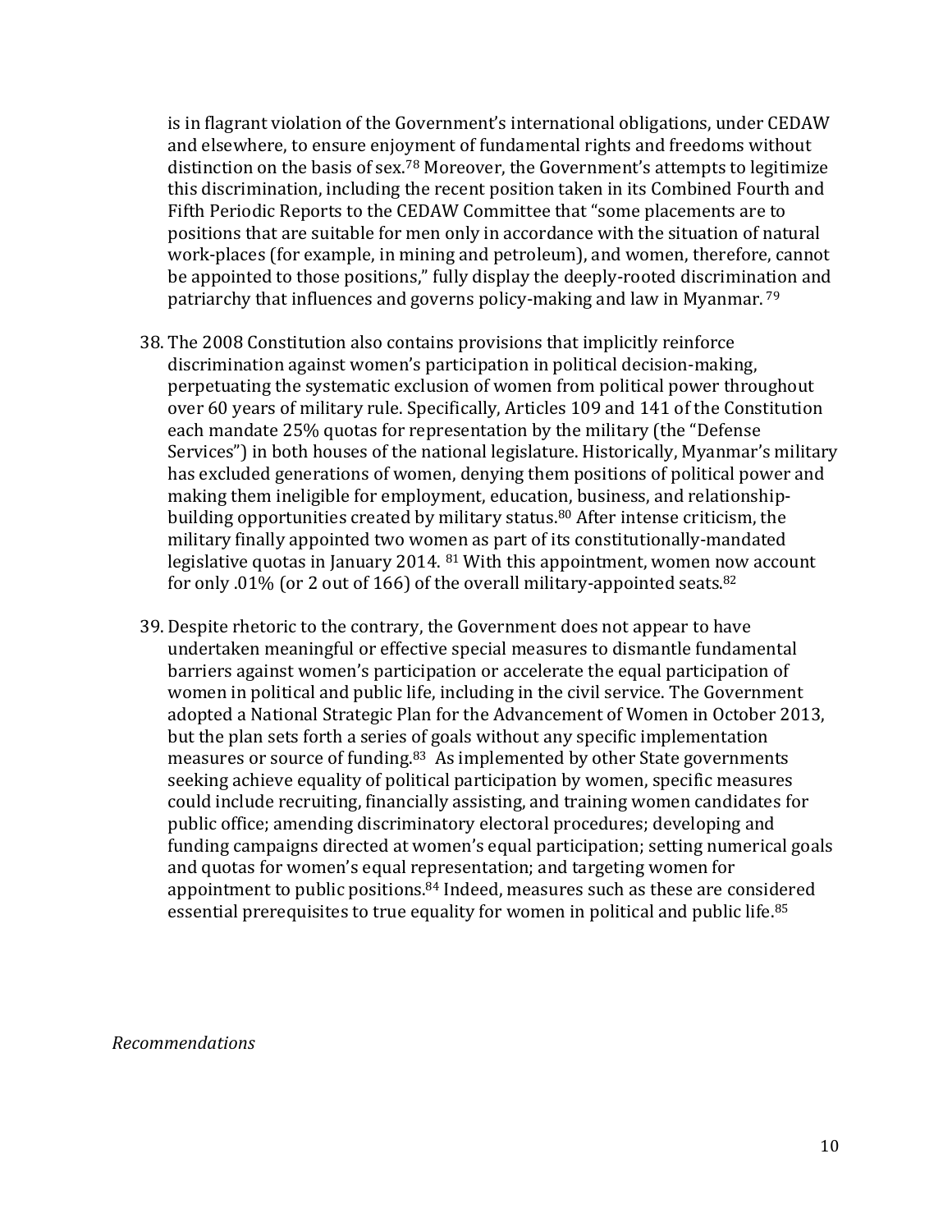is in flagrant violation of the Government's international obligations, under CEDAW and elsewhere, to ensure enjoyment of fundamental rights and freedoms without distinction on the basis of sex.[78] Moreover, the Government's attempts to legitimize this discrimination, including the recent position taken in its Combined Fourth and Fifth Periodic Reports to the CEDAW Committee that "some placements are to positions that are suitable for men only in accordance with the situation of natural work-places (for example, in mining and petroleum), and women, therefore, cannot be appointed to those positions," fully display the deeply-rooted discrimination and patriarchy that influences and governs policy-making and law in Myanmar.[79]

38. The 2008 Constitution also contains provisions that implicitly reinforce discrimination against women's participation in political decision-making, perpetuating the systematic exclusion of women from political power throughout over 60 years of military rule. Specifically, Articles 109 and 141 of the Constitution each mandate 25% quotas for representation by the military (the "Defense Services") in both houses of the national legislature. Historically, Myanmar's military has excluded generations of women, denying them positions of political power and making them ineligible for employment, education, business, and relationship-building opportunities created by military status.[80] After intense criticism, the military finally appointed two women as part of its constitutionally-mandated legislative quotas in January 2014.[81] With this appointment, women now account for only .01% (or 2 out of 166) of the overall military-appointed seats.[82]

39. Despite rhetoric to the contrary, the Government does not appear to have undertaken meaningful or effective special measures to dismantle fundamental barriers against women's participation or accelerate the equal participation of women in political and public life, including in the civil service. The Government adopted a National Strategic Plan for the Advancement of Women in October 2013, but the plan sets forth a series of goals without any specific implementation measures or source of funding.[83] As implemented by other State governments seeking achieve equality of political participation by women, specific measures could include recruiting, financially assisting, and training women candidates for public office; amending discriminatory electoral procedures; developing and funding campaigns directed at women's equal participation; setting numerical goals and quotas for women's equal representation; and targeting women for appointment to public positions.[84] Indeed, measures such as these are considered essential prerequisites to true equality for women in political and public life.[85]

*Recommendations*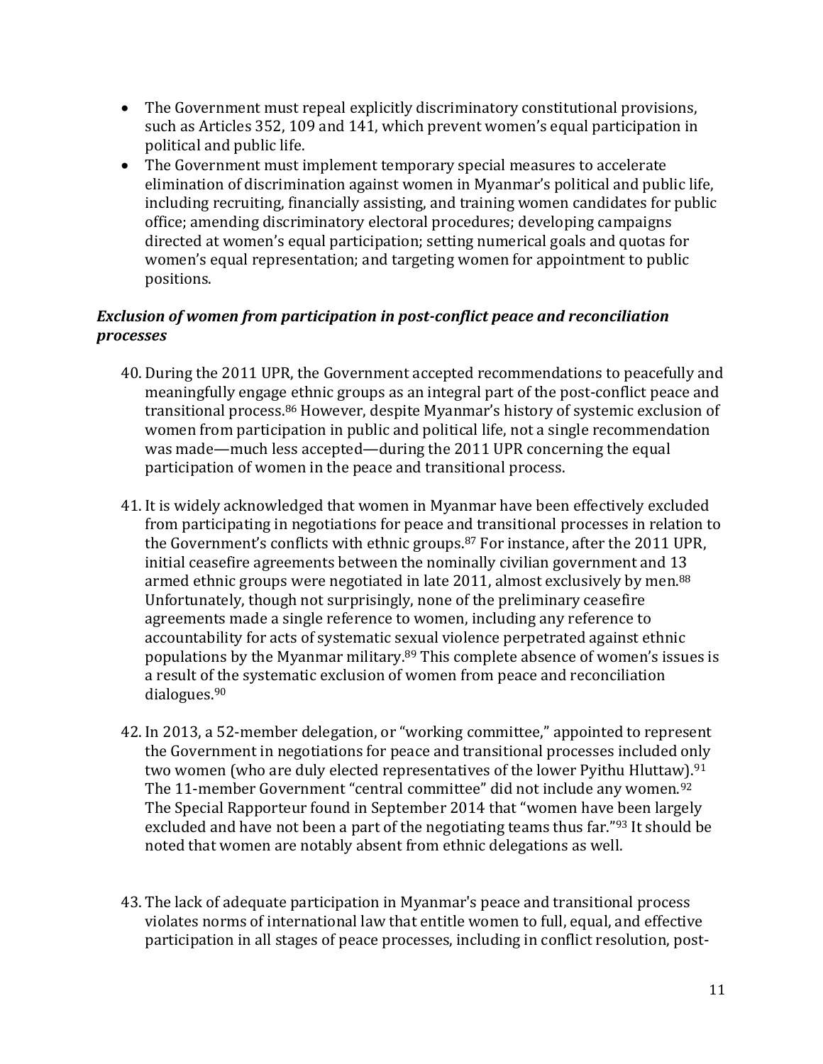- The Government must repeal explicitly discriminatory constitutional provisions, such as Articles 352, 109 and 141, which prevent women's equal participation in political and public life.
- The Government must implement temporary special measures to accelerate elimination of discrimination against women in Myanmar's political and public life, including recruiting, financially assisting, and training women candidates for public office; amending discriminatory electoral procedures; developing campaigns directed at women's equal participation; setting numerical goals and quotas for women's equal representation; and targeting women for appointment to public positions.

### *Exclusion of women from participation in post-conflict peace and reconciliation processes*

40. During the 2011 UPR, the Government accepted recommendations to peacefully and meaningfully engage ethnic groups as an integral part of the post-conflict peace and transitional process.[86] However, despite Myanmar's history of systemic exclusion of women from participation in public and political life, not a single recommendation was made—much less accepted—during the 2011 UPR concerning the equal participation of women in the peace and transitional process.

41. It is widely acknowledged that women in Myanmar have been effectively excluded from participating in negotiations for peace and transitional processes in relation to the Government's conflicts with ethnic groups.[87] For instance, after the 2011 UPR, initial ceasefire agreements between the nominally civilian government and 13 armed ethnic groups were negotiated in late 2011, almost exclusively by men.[88] Unfortunately, though not surprisingly, none of the preliminary ceasefire agreements made a single reference to women, including any reference to accountability for acts of systematic sexual violence perpetrated against ethnic populations by the Myanmar military.[89] This complete absence of women's issues is a result of the systematic exclusion of women from peace and reconciliation dialogues.[90]

42. In 2013, a 52-member delegation, or "working committee," appointed to represent the Government in negotiations for peace and transitional processes included only two women (who are duly elected representatives of the lower Pyithu Hluttaw).[91] The 11-member Government "central committee" did not include any women.[92] The Special Rapporteur found in September 2014 that "women have been largely excluded and have not been a part of the negotiating teams thus far."[93] It should be noted that women are notably absent from ethnic delegations as well.

43. The lack of adequate participation in Myanmar's peace and transitional process violates norms of international law that entitle women to full, equal, and effective participation in all stages of peace processes, including in conflict resolution, post-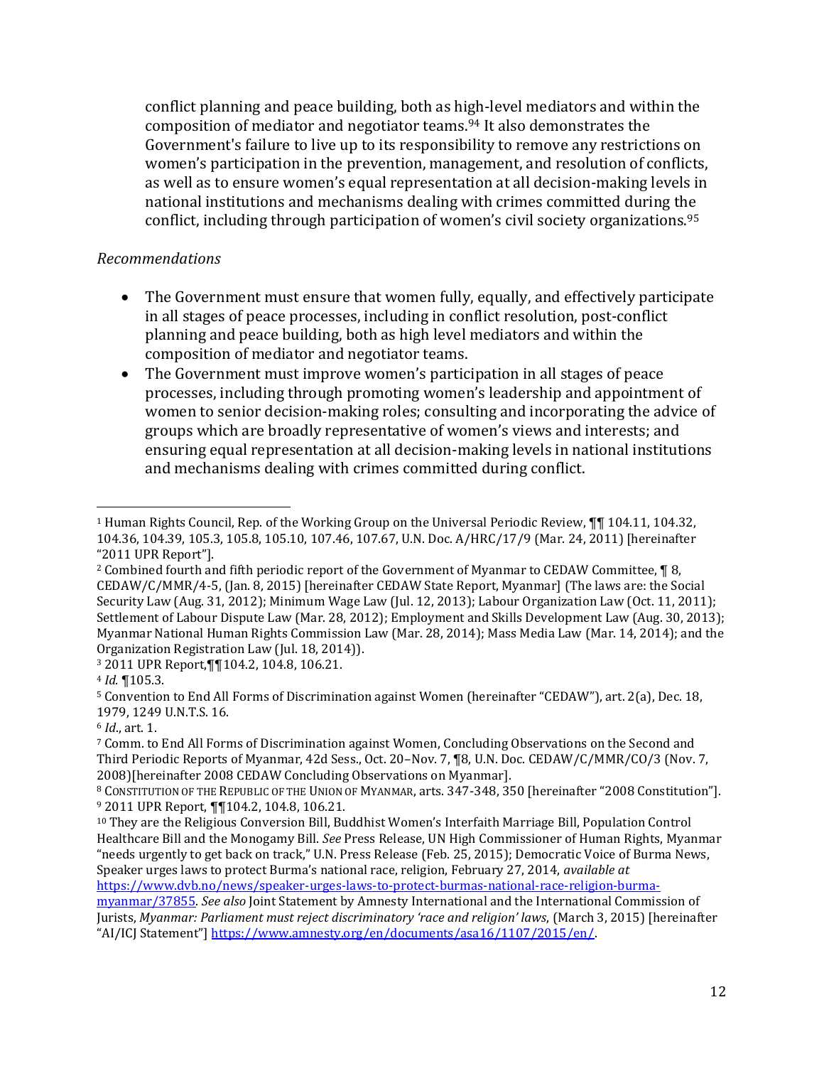conflict planning and peace building, both as high-level mediators and within the composition of mediator and negotiator teams.[94] It also demonstrates the Government's failure to live up to its responsibility to remove any restrictions on women's participation in the prevention, management, and resolution of conflicts, as well as to ensure women's equal representation at all decision-making levels in national institutions and mechanisms dealing with crimes committed during the conflict, including through participation of women's civil society organizations.[95]

*Recommendations*

- The Government must ensure that women fully, equally, and effectively participate in all stages of peace processes, including in conflict resolution, post-conflict planning and peace building, both as high level mediators and within the composition of mediator and negotiator teams.
- The Government must improve women's participation in all stages of peace processes, including through promoting women's leadership and appointment of women to senior decision-making roles; consulting and incorporating the advice of groups which are broadly representative of women's views and interests; and ensuring equal representation at all decision-making levels in national institutions and mechanisms dealing with crimes committed during conflict.

---

[1] Human Rights Council, Rep. of the Working Group on the Universal Periodic Review, ¶¶ 104.11, 104.32, 104.36, 104.39, 105.3, 105.8, 105.10, 107.46, 107.67, U.N. Doc. A/HRC/17/9 (Mar. 24, 2011) [hereinafter "2011 UPR Report"].

[2] Combined fourth and fifth periodic report of the Government of Myanmar to CEDAW Committee, ¶ 8, CEDAW/C/MMR/4-5, (Jan. 8, 2015) [hereinafter CEDAW State Report, Myanmar] (The laws are: the Social Security Law (Aug. 31, 2012); Minimum Wage Law (Jul. 12, 2013); Labour Organization Law (Oct. 11, 2011); Settlement of Labour Dispute Law (Mar. 28, 2012); Employment and Skills Development Law (Aug. 30, 2013); Myanmar National Human Rights Commission Law (Mar. 28, 2014); Mass Media Law (Mar. 14, 2014); and the Organization Registration Law (Jul. 18, 2014)).

[3] 2011 UPR Report,¶¶ 104.2, 104.8, 106.21.

[4] *Id.* ¶105.3.

[5] Convention to End All Forms of Discrimination against Women (hereinafter "CEDAW"), art. 2(a), Dec. 18, 1979, 1249 U.N.T.S. 16.

[6] *Id*., art. 1.

[7] Comm. to End All Forms of Discrimination against Women, Concluding Observations on the Second and Third Periodic Reports of Myanmar, 42d Sess., Oct. 20–Nov. 7, ¶8, U.N. Doc. CEDAW/C/MMR/CO/3 (Nov. 7, 2008)[hereinafter 2008 CEDAW Concluding Observations on Myanmar].

[8] CONSTITUTION OF THE REPUBLIC OF THE UNION OF MYANMAR, arts. 347-348, 350 [hereinafter "2008 Constitution"].

[9] 2011 UPR Report, ¶¶104.2, 104.8, 106.21.

[10] They are the Religious Conversion Bill, Buddhist Women's Interfaith Marriage Bill, Population Control Healthcare Bill and the Monogamy Bill. *See* Press Release, UN High Commissioner of Human Rights, Myanmar "needs urgently to get back on track," U.N. Press Release (Feb. 25, 2015); Democratic Voice of Burma News, Speaker urges laws to protect Burma's national race, religion, February 27, 2014, *available at* https://www.dvb.no/news/speaker-urges-laws-to-protect-burmas-national-race-religion-burma-myanmar/37855. *See also* Joint Statement by Amnesty International and the International Commission of Jurists, *Myanmar: Parliament must reject discriminatory 'race and religion' laws*, (March 3, 2015) [hereinafter "AI/ICJ Statement"] https://www.amnesty.org/en/documents/asa16/1107/2015/en/.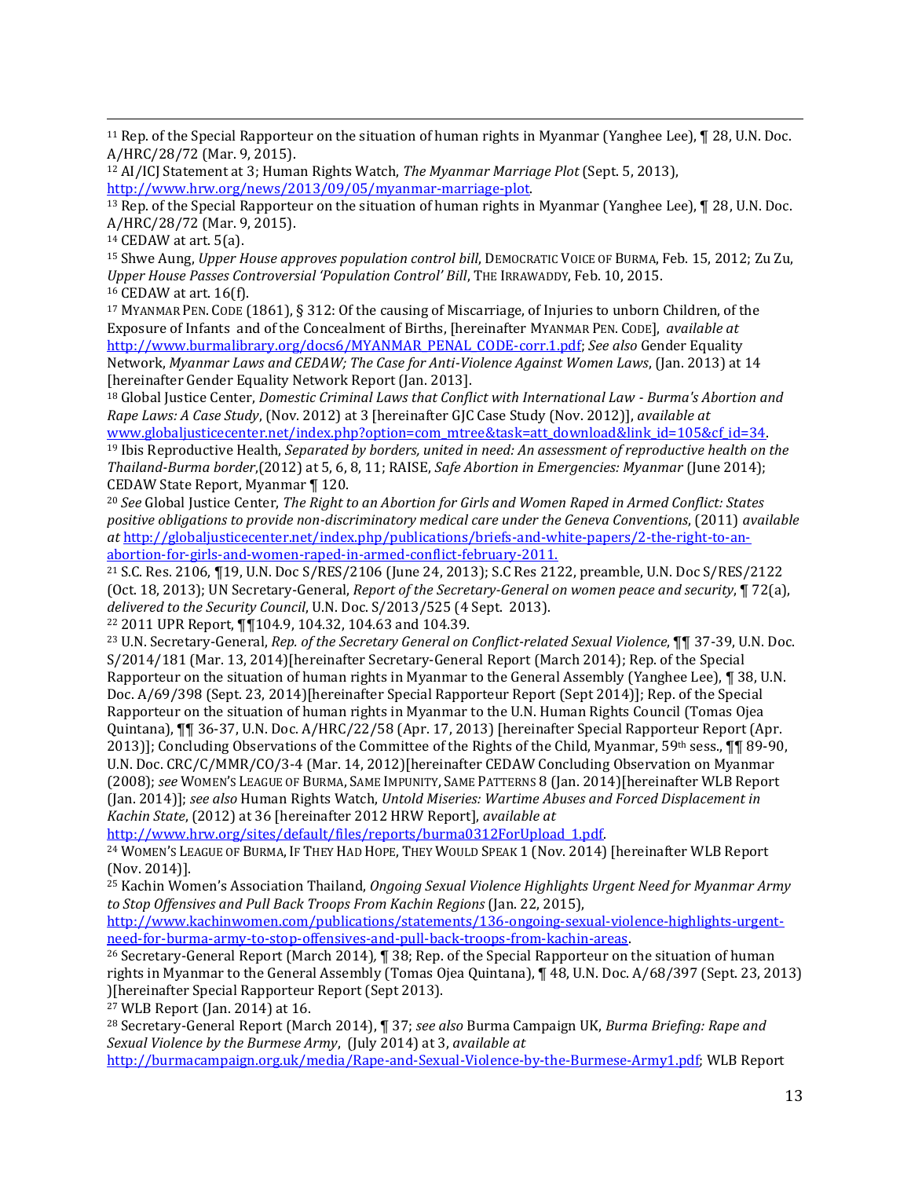[11] Rep. of the Special Rapporteur on the situation of human rights in Myanmar (Yanghee Lee), ¶ 28, U.N. Doc. A/HRC/28/72 (Mar. 9, 2015).

[12] AI/ICJ Statement at 3; Human Rights Watch, *The Myanmar Marriage Plot* (Sept. 5, 2013), http://www.hrw.org/news/2013/09/05/myanmar-marriage-plot.

[13] Rep. of the Special Rapporteur on the situation of human rights in Myanmar (Yanghee Lee), ¶ 28, U.N. Doc. A/HRC/28/72 (Mar. 9, 2015).

[14] CEDAW at art. 5(a).

[15] Shwe Aung, *Upper House approves population control bill*, DEMOCRATIC VOICE OF BURMA, Feb. 15, 2012; Zu Zu, *Upper House Passes Controversial 'Population Control' Bill*, THE IRRAWADDY, Feb. 10, 2015.

[16] CEDAW at art. 16(f).

[17] MYANMAR PEN. CODE (1861), § 312: Of the causing of Miscarriage, of Injuries to unborn Children, of the Exposure of Infants and of the Concealment of Births, [hereinafter MYANMAR PEN. CODE], *available at* http://www.burmalibrary.org/docs6/MYANMAR_PENAL_CODE-corr.1.pdf; *See also* Gender Equality Network, *Myanmar Laws and CEDAW; The Case for Anti-Violence Against Women Laws*, (Jan. 2013) at 14 [hereinafter Gender Equality Network Report (Jan. 2013].

[18] Global Justice Center, *Domestic Criminal Laws that Conflict with International Law - Burma's Abortion and Rape Laws: A Case Study*, (Nov. 2012) at 3 [hereinafter GJC Case Study (Nov. 2012)], *available at* www.globaljusticecenter.net/index.php?option=com_mtree&task=att_download&link_id=105&cf_id=34.

[19] Ibis Reproductive Health, *Separated by borders, united in need: An assessment of reproductive health on the Thailand-Burma border*,(2012) at 5, 6, 8, 11; RAISE, *Safe Abortion in Emergencies: Myanmar* (June 2014); CEDAW State Report, Myanmar ¶ 120.

[20] *See* Global Justice Center, *The Right to an Abortion for Girls and Women Raped in Armed Conflict: States positive obligations to provide non-discriminatory medical care under the Geneva Conventions*, (2011) *available at* http://globaljusticecenter.net/index.php/publications/briefs-and-white-papers/2-the-right-to-an-abortion-for-girls-and-women-raped-in-armed-conflict-february-2011.

[21] S.C. Res. 2106, ¶19, U.N. Doc S/RES/2106 (June 24, 2013); S.C Res 2122, preamble, U.N. Doc S/RES/2122 (Oct. 18, 2013); UN Secretary-General, *Report of the Secretary-General on women peace and security*, ¶ 72(a), *delivered to the Security Council*, U.N. Doc. S/2013/525 (4 Sept. 2013).

[22] 2011 UPR Report, ¶¶104.9, 104.32, 104.63 and 104.39.

[23] U.N. Secretary-General, *Rep. of the Secretary General on Conflict-related Sexual Violence*, ¶¶ 37-39, U.N. Doc. S/2014/181 (Mar. 13, 2014)[hereinafter Secretary-General Report (March 2014); Rep. of the Special Rapporteur on the situation of human rights in Myanmar to the General Assembly (Yanghee Lee), ¶ 38, U.N. Doc. A/69/398 (Sept. 23, 2014)[hereinafter Special Rapporteur Report (Sept 2014)]; Rep. of the Special Rapporteur on the situation of human rights in Myanmar to the U.N. Human Rights Council (Tomas Ojea Quintana), ¶¶ 36-37, U.N. Doc. A/HRC/22/58 (Apr. 17, 2013) [hereinafter Special Rapporteur Report (Apr. 2013)]; Concluding Observations of the Committee of the Rights of the Child, Myanmar, 59th sess., ¶¶ 89-90, U.N. Doc. CRC/C/MMR/CO/3-4 (Mar. 14, 2012)[hereinafter CEDAW Concluding Observation on Myanmar (2008); *see* WOMEN'S LEAGUE OF BURMA, SAME IMPUNITY, SAME PATTERNS 8 (Jan. 2014)[hereinafter WLB Report (Jan. 2014)]; *see also* Human Rights Watch, *Untold Miseries: Wartime Abuses and Forced Displacement in Kachin State*, (2012) at 36 [hereinafter 2012 HRW Report], *available at* http://www.hrw.org/sites/default/files/reports/burma0312ForUpload_1.pdf.

[24] WOMEN'S LEAGUE OF BURMA, IF THEY HAD HOPE, THEY WOULD SPEAK 1 (Nov. 2014) [hereinafter WLB Report (Nov. 2014)].

[25] Kachin Women's Association Thailand, *Ongoing Sexual Violence Highlights Urgent Need for Myanmar Army to Stop Offensives and Pull Back Troops From Kachin Regions* (Jan. 22, 2015), http://www.kachinwomen.com/publications/statements/136-ongoing-sexual-violence-highlights-urgent-need-for-burma-army-to-stop-offensives-and-pull-back-troops-from-kachin-areas.

[26] Secretary-General Report (March 2014), ¶ 38; Rep. of the Special Rapporteur on the situation of human rights in Myanmar to the General Assembly (Tomas Ojea Quintana), ¶ 48, U.N. Doc. A/68/397 (Sept. 23, 2013) )[hereinafter Special Rapporteur Report (Sept 2013).

[27] WLB Report (Jan. 2014) at 16.

[28] Secretary-General Report (March 2014), ¶ 37; *see also* Burma Campaign UK, *Burma Briefing: Rape and Sexual Violence by the Burmese Army*, (July 2014) at 3, *available at* http://burmacampaign.org.uk/media/Rape-and-Sexual-Violence-by-the-Burmese-Army1.pdf; WLB Report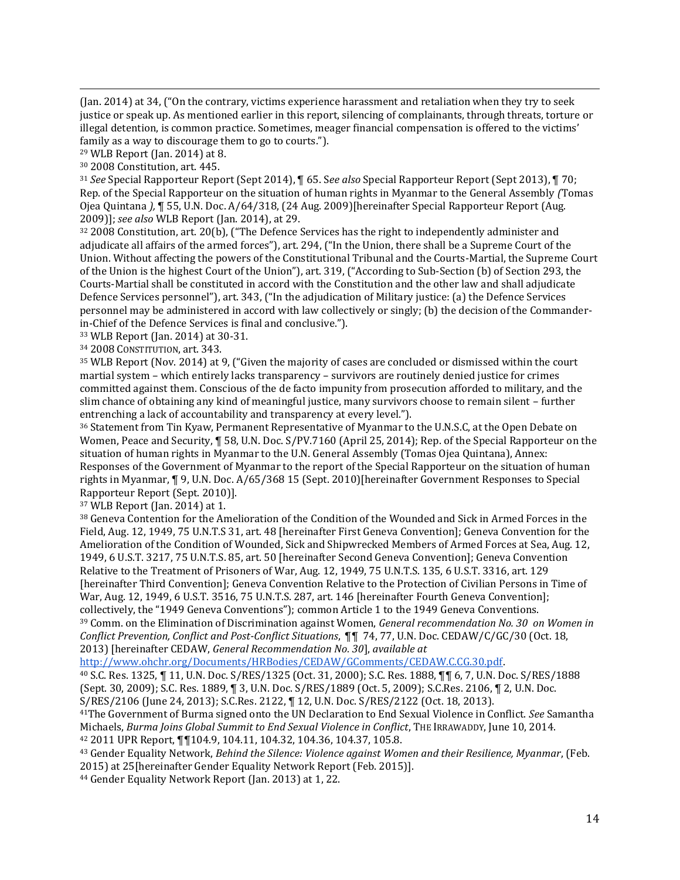(Jan. 2014) at 34, ("On the contrary, victims experience harassment and retaliation when they try to seek justice or speak up. As mentioned earlier in this report, silencing of complainants, through threats, torture or illegal detention, is common practice. Sometimes, meager financial compensation is offered to the victims' family as a way to discourage them to go to courts.").

[29] WLB Report (Jan. 2014) at 8.

[30] 2008 Constitution, art. 445.

[31] *See* Special Rapporteur Report (Sept 2014), ¶ 65. S*ee also* Special Rapporteur Report (Sept 2013), ¶ 70; Rep. of the Special Rapporteur on the situation of human rights in Myanmar to the General Assembly *(*Tomas Ojea Quintana *),* ¶ 55, U.N. Doc. A/64/318, (24 Aug. 2009)[hereinafter Special Rapporteur Report (Aug. 2009)]; *see also* WLB Report (Jan. 2014), at 29.

[32] 2008 Constitution, art. 20(b), ("The Defence Services has the right to independently administer and adjudicate all affairs of the armed forces"), art. 294, ("In the Union, there shall be a Supreme Court of the Union. Without affecting the powers of the Constitutional Tribunal and the Courts-Martial, the Supreme Court of the Union is the highest Court of the Union"), art. 319, ("According to Sub-Section (b) of Section 293, the Courts-Martial shall be constituted in accord with the Constitution and the other law and shall adjudicate Defence Services personnel"), art. 343, ("In the adjudication of Military justice: (a) the Defence Services personnel may be administered in accord with law collectively or singly; (b) the decision of the Commander-in-Chief of the Defence Services is final and conclusive.").

[33] WLB Report (Jan. 2014) at 30-31.

[34] 2008 CONSTITUTION, art. 343.

[35] WLB Report (Nov. 2014) at 9, ("Given the majority of cases are concluded or dismissed within the court martial system – which entirely lacks transparency – survivors are routinely denied justice for crimes committed against them. Conscious of the de facto impunity from prosecution afforded to military, and the slim chance of obtaining any kind of meaningful justice, many survivors choose to remain silent – further entrenching a lack of accountability and transparency at every level.").

[36] Statement from Tin Kyaw, Permanent Representative of Myanmar to the U.N.S.C, at the Open Debate on Women, Peace and Security, ¶ 58, U.N. Doc. S/PV.7160 (April 25, 2014); Rep. of the Special Rapporteur on the situation of human rights in Myanmar to the U.N. General Assembly (Tomas Ojea Quintana), Annex: Responses of the Government of Myanmar to the report of the Special Rapporteur on the situation of human rights in Myanmar, ¶ 9, U.N. Doc. A/65/368 15 (Sept. 2010)[hereinafter Government Responses to Special Rapporteur Report (Sept. 2010)].

[37] WLB Report (Jan. 2014) at 1.

[38] Geneva Contention for the Amelioration of the Condition of the Wounded and Sick in Armed Forces in the Field, Aug. 12, 1949, 75 U.N.T.S 31, art. 48 [hereinafter First Geneva Convention]; Geneva Convention for the Amelioration of the Condition of Wounded, Sick and Shipwrecked Members of Armed Forces at Sea, Aug. 12, 1949, 6 U.S.T. 3217, 75 U.N.T.S. 85, art. 50 [hereinafter Second Geneva Convention]; Geneva Convention Relative to the Treatment of Prisoners of War, Aug. 12, 1949, 75 U.N.T.S. 135, 6 U.S.T. 3316, art. 129 [hereinafter Third Convention]; Geneva Convention Relative to the Protection of Civilian Persons in Time of War, Aug. 12, 1949, 6 U.S.T. 3516, 75 U.N.T.S. 287, art. 146 [hereinafter Fourth Geneva Convention]; collectively, the "1949 Geneva Conventions"); common Article 1 to the 1949 Geneva Conventions.

[39] Comm. on the Elimination of Discrimination against Women, *General recommendation No. 30 on Women in Conflict Prevention, Conflict and Post-Conflict Situations*, ¶¶ 74, 77, U.N. Doc. CEDAW/C/GC/30 (Oct. 18, 2013) [hereinafter CEDAW, *General Recommendation No. 30*], *available at* http://www.ohchr.org/Documents/HRBodies/CEDAW/GComments/CEDAW.C.CG.30.pdf.

[40] S.C. Res. 1325, ¶ 11, U.N. Doc. S/RES/1325 (Oct. 31, 2000); S.C. Res. 1888, ¶¶ 6, 7, U.N. Doc. S/RES/1888 (Sept. 30, 2009); S.C. Res. 1889, ¶ 3, U.N. Doc. S/RES/1889 (Oct. 5, 2009); S.C.Res. 2106, ¶ 2, U.N. Doc. S/RES/2106 (June 24, 2013); S.C.Res. 2122, ¶ 12, U.N. Doc. S/RES/2122 (Oct. 18, 2013).

[41] The Government of Burma signed onto the UN Declaration to End Sexual Violence in Conflict. *See* Samantha Michaels, *Burma Joins Global Summit to End Sexual Violence in Conflict*, THE IRRAWADDY, June 10, 2014.

[42] 2011 UPR Report, ¶¶104.9, 104.11, 104.32, 104.36, 104.37, 105.8.

[43] Gender Equality Network, *Behind the Silence: Violence against Women and their Resilience, Myanmar*, (Feb. 2015) at 25[hereinafter Gender Equality Network Report (Feb. 2015)].

[44] Gender Equality Network Report (Jan. 2013) at 1, 22.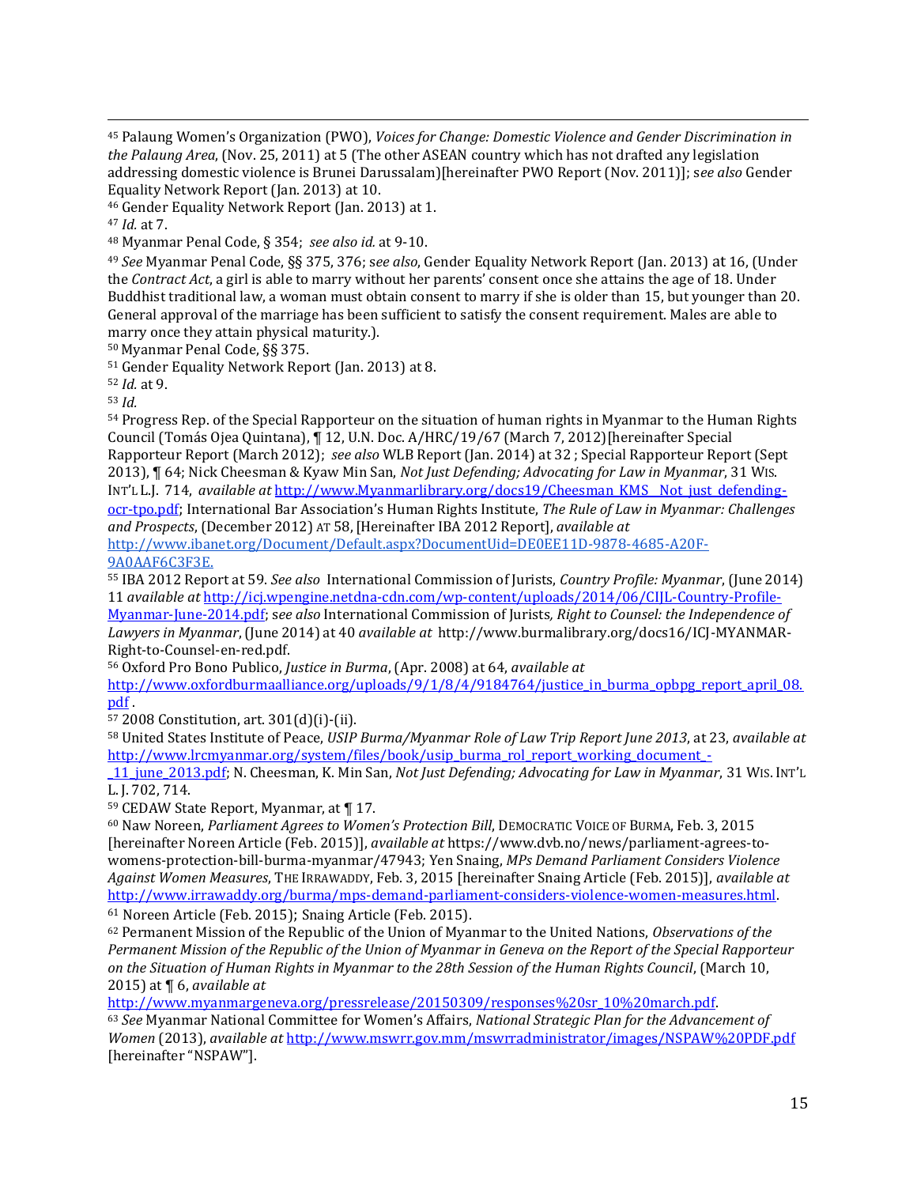[45] Palaung Women's Organization (PWO), *Voices for Change: Domestic Violence and Gender Discrimination in the Palaung Area*, (Nov. 25, 2011) at 5 (The other ASEAN country which has not drafted any legislation addressing domestic violence is Brunei Darussalam)[hereinafter PWO Report (Nov. 2011)]; s*ee also* Gender Equality Network Report (Jan. 2013) at 10.

[46] Gender Equality Network Report (Jan. 2013) at 1.

[47] *Id.* at 7.

[48] Myanmar Penal Code, § 354; *see also id.* at 9-10.

[49] *See* Myanmar Penal Code, §§ 375, 376; s*ee also*, Gender Equality Network Report (Jan. 2013) at 16, (Under the *Contract Act*, a girl is able to marry without her parents' consent once she attains the age of 18. Under Buddhist traditional law, a woman must obtain consent to marry if she is older than 15, but younger than 20. General approval of the marriage has been sufficient to satisfy the consent requirement. Males are able to marry once they attain physical maturity.).

[50] Myanmar Penal Code, §§ 375.

[51] Gender Equality Network Report (Jan. 2013) at 8.

[52] *Id.* at 9.

[53] *Id.*

[54] Progress Rep. of the Special Rapporteur on the situation of human rights in Myanmar to the Human Rights Council (Tomás Ojea Quintana), ¶ 12, U.N. Doc. A/HRC/19/67 (March 7, 2012)[hereinafter Special Rapporteur Report (March 2012); *see also* WLB Report (Jan. 2014) at 32 ; Special Rapporteur Report (Sept 2013), ¶ 64; Nick Cheesman & Kyaw Min San, *Not Just Defending; Advocating for Law in Myanmar*, 31 WIS. INT'L L.J. 714, *available at* http://www.Myanmarlibrary.org/docs19/Cheesman_KMS__Not_just_defending-ocr-tpo.pdf; International Bar Association's Human Rights Institute, *The Rule of Law in Myanmar: Challenges and Prospects*, (December 2012) AT 58, [Hereinafter IBA 2012 Report], *available at* http://www.ibanet.org/Document/Default.aspx?DocumentUid=DE0EE11D-9878-4685-A20F-9A0AAF6C3F3E.

[55] IBA 2012 Report at 59. *See also* International Commission of Jurists, *Country Profile: Myanmar*, (June 2014) 11 *available at* http://icj.wpengine.netdna-cdn.com/wp-content/uploads/2014/06/CIJL-Country-Profile-Myanmar-June-2014.pdf; s*ee also* International Commission of Jurists*, Right to Counsel: the Independence of Lawyers in Myanmar*, (June 2014) at 40 *available at* http://www.burmalibrary.org/docs16/ICJ-MYANMAR-Right-to-Counsel-en-red.pdf.

[56] Oxford Pro Bono Publico, *Justice in Burma*, (Apr. 2008) at 64, *available at* http://www.oxfordburmaalliance.org/uploads/9/1/8/4/9184764/justice_in_burma_opbpg_report_april_08.pdf .

[57] 2008 Constitution, art. 301(d)(i)-(ii).

[58] United States Institute of Peace, *USIP Burma/Myanmar Role of Law Trip Report June 2013*, at 23, *available at* http://www.lrcmyanmar.org/system/files/book/usip_burma_rol_report_working_document_-_11_june_2013.pdf; N. Cheesman, K. Min San, *Not Just Defending; Advocating for Law in Myanmar*, 31 WIS. INT'L L. J. 702, 714.

[59] CEDAW State Report, Myanmar, at ¶ 17.

[60] Naw Noreen, *Parliament Agrees to Women's Protection Bill*, DEMOCRATIC VOICE OF BURMA, Feb. 3, 2015 [hereinafter Noreen Article (Feb. 2015)], *available at* https://www.dvb.no/news/parliament-agrees-to-womens-protection-bill-burma-myanmar/47943; Yen Snaing, *MPs Demand Parliament Considers Violence Against Women Measures*, THE IRRAWADDY, Feb. 3, 2015 [hereinafter Snaing Article (Feb. 2015)], *available at* http://www.irrawaddy.org/burma/mps-demand-parliament-considers-violence-women-measures.html.

[61] Noreen Article (Feb. 2015); Snaing Article (Feb. 2015).

[62] Permanent Mission of the Republic of the Union of Myanmar to the United Nations, *Observations of the Permanent Mission of the Republic of the Union of Myanmar in Geneva on the Report of the Special Rapporteur on the Situation of Human Rights in Myanmar to the 28th Session of the Human Rights Council*, (March 10, 2015) at ¶ 6, *available at* http://www.myanmargeneva.org/pressrelease/20150309/responses%20sr_10%20march.pdf.

[63] *See* Myanmar National Committee for Women's Affairs, *National Strategic Plan for the Advancement of Women* (2013), *available at* http://www.mswrr.gov.mm/mswrradministrator/images/NSPAW%20PDF.pdf [hereinafter "NSPAW"].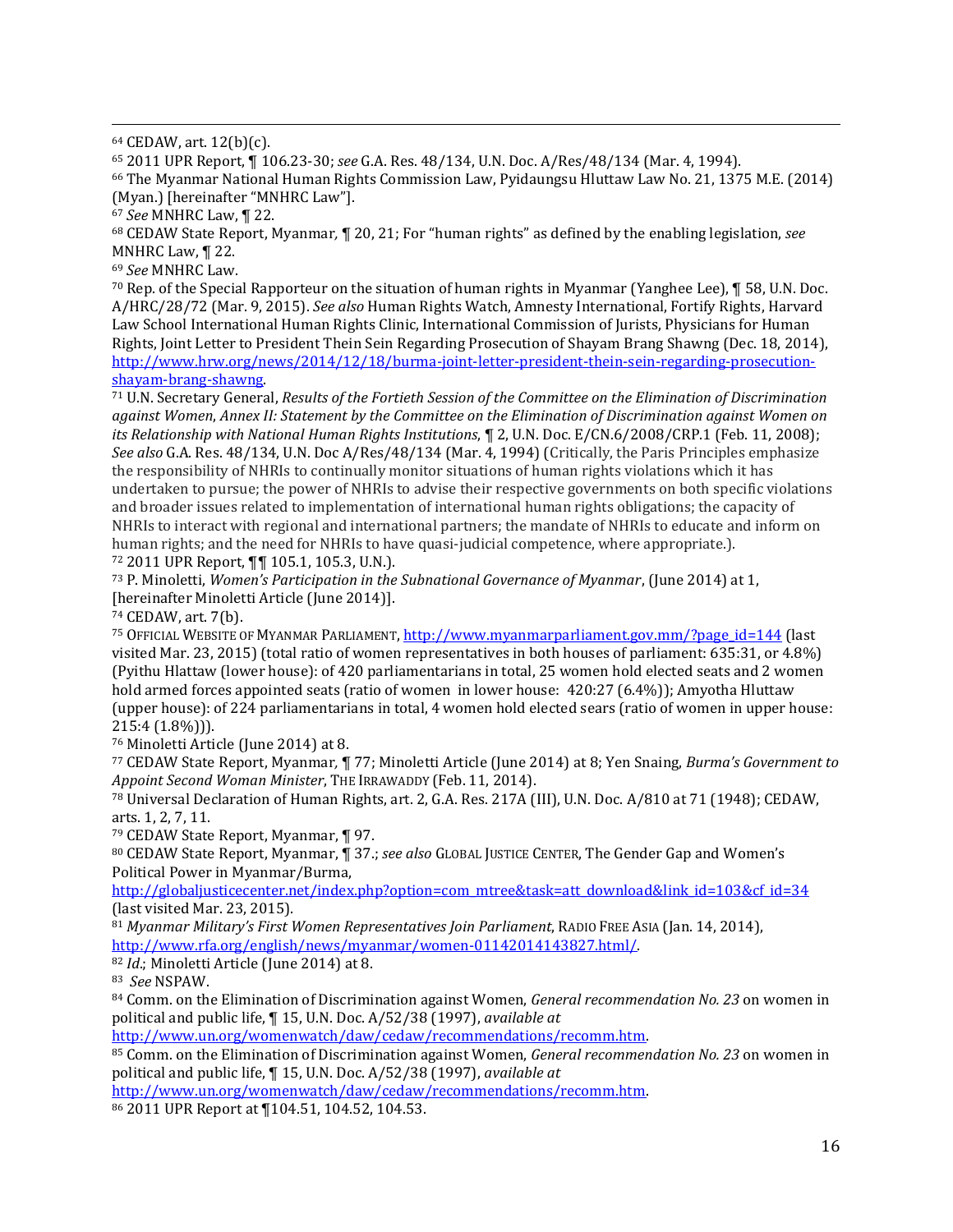[64] CEDAW, art. 12(b)(c).

[65] 2011 UPR Report, ¶ 106.23-30; *see* G.A. Res. 48/134, U.N. Doc. A/Res/48/134 (Mar. 4, 1994).

[66] The Myanmar National Human Rights Commission Law, Pyidaungsu Hluttaw Law No. 21, 1375 M.E. (2014) (Myan.) [hereinafter "MNHRC Law"].

[67] *See* MNHRC Law, ¶ 22.

[68] CEDAW State Report, Myanmar, ¶ 20, 21; For "human rights" as defined by the enabling legislation, *see* MNHRC Law, ¶ 22.

[69] *See* MNHRC Law.

[70] Rep. of the Special Rapporteur on the situation of human rights in Myanmar (Yanghee Lee), ¶ 58, U.N. Doc. A/HRC/28/72 (Mar. 9, 2015). *See also* Human Rights Watch, Amnesty International, Fortify Rights, Harvard Law School International Human Rights Clinic, International Commission of Jurists, Physicians for Human Rights, Joint Letter to President Thein Sein Regarding Prosecution of Shayam Brang Shawng (Dec. 18, 2014), http://www.hrw.org/news/2014/12/18/burma-joint-letter-president-thein-sein-regarding-prosecution-shayam-brang-shawng.

[71] U.N. Secretary General, *Results of the Fortieth Session of the Committee on the Elimination of Discrimination against Women*, *Annex II: Statement by the Committee on the Elimination of Discrimination against Women on its Relationship with National Human Rights Institutions*, ¶ 2, U.N. Doc. E/CN.6/2008/CRP.1 (Feb. 11, 2008); *See also* G.A. Res. 48/134, U.N. Doc A/Res/48/134 (Mar. 4, 1994) (Critically, the Paris Principles emphasize the responsibility of NHRIs to continually monitor situations of human rights violations which it has undertaken to pursue; the power of NHRIs to advise their respective governments on both specific violations and broader issues related to implementation of international human rights obligations; the capacity of NHRIs to interact with regional and international partners; the mandate of NHRIs to educate and inform on human rights; and the need for NHRIs to have quasi-judicial competence, where appropriate.).

[72] 2011 UPR Report, ¶¶ 105.1, 105.3, U.N.).

[73] P. Minoletti, *Women's Participation in the Subnational Governance of Myanmar*, (June 2014) at 1, [hereinafter Minoletti Article (June 2014)].

[74] CEDAW, art. 7(b).

[75] OFFICIAL WEBSITE OF MYANMAR PARLIAMENT, http://www.myanmarparliament.gov.mm/?page_id=144 (last visited Mar. 23, 2015) (total ratio of women representatives in both houses of parliament: 635:31, or 4.8%) (Pyithu Hlattaw (lower house): of 420 parliamentarians in total, 25 women hold elected seats and 2 women hold armed forces appointed seats (ratio of women in lower house: 420:27 (6.4%)); Amyotha Hluttaw (upper house): of 224 parliamentarians in total, 4 women hold elected sears (ratio of women in upper house: 215:4 (1.8%))).

[76] Minoletti Article (June 2014) at 8.

[77] CEDAW State Report, Myanmar, ¶ 77; Minoletti Article (June 2014) at 8; Yen Snaing, *Burma's Government to Appoint Second Woman Minister*, THE IRRAWADDY (Feb. 11, 2014).

[78] Universal Declaration of Human Rights, art. 2, G.A. Res. 217A (III), U.N. Doc. A/810 at 71 (1948); CEDAW, arts. 1, 2, 7, 11.

[79] CEDAW State Report, Myanmar, ¶ 97.

[80] CEDAW State Report, Myanmar, ¶ 37.; *see also* GLOBAL JUSTICE CENTER, The Gender Gap and Women's Political Power in Myanmar/Burma, http://globaljusticecenter.net/index.php?option=com_mtree&task=att_download&link_id=103&cf_id=34 (last visited Mar. 23, 2015).

[81] *Myanmar Military's First Women Representatives Join Parliament*, RADIO FREE ASIA (Jan. 14, 2014), http://www.rfa.org/english/news/myanmar/women-01142014143827.html/.

[82] *Id.*; Minoletti Article (June 2014) at 8.

[83] *See* NSPAW.

[84] Comm. on the Elimination of Discrimination against Women, *General recommendation No. 23* on women in political and public life, ¶ 15, U.N. Doc. A/52/38 (1997), *available at* http://www.un.org/womenwatch/daw/cedaw/recommendations/recomm.htm.

[85] Comm. on the Elimination of Discrimination against Women, *General recommendation No. 23* on women in political and public life, ¶ 15, U.N. Doc. A/52/38 (1997), *available at* http://www.un.org/womenwatch/daw/cedaw/recommendations/recomm.htm.

[86] 2011 UPR Report at ¶104.51, 104.52, 104.53.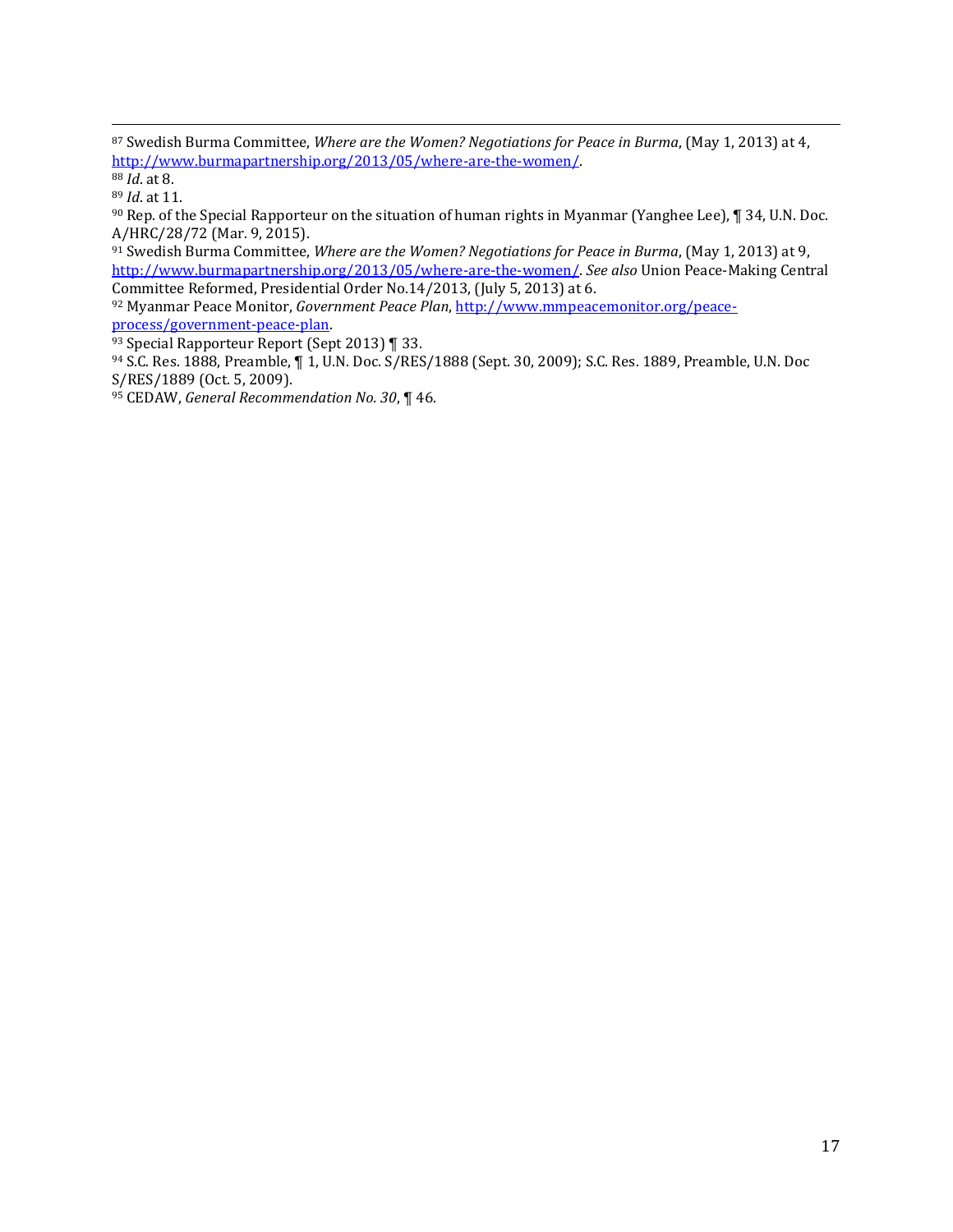[87] Swedish Burma Committee, *Where are the Women? Negotiations for Peace in Burma*, (May 1, 2013) at 4, http://www.burmapartnership.org/2013/05/where-are-the-women/.

[88] *Id*. at 8.

[89] *Id*. at 11.

[90] Rep. of the Special Rapporteur on the situation of human rights in Myanmar (Yanghee Lee), ¶ 34, U.N. Doc. A/HRC/28/72 (Mar. 9, 2015).

[91] Swedish Burma Committee, *Where are the Women? Negotiations for Peace in Burma*, (May 1, 2013) at 9, http://www.burmapartnership.org/2013/05/where-are-the-women/. *See also* Union Peace-Making Central Committee Reformed, Presidential Order No.14/2013, (July 5, 2013) at 6.

[92] Myanmar Peace Monitor, *Government Peace Plan*, http://www.mmpeacemonitor.org/peace-process/government-peace-plan.

[93] Special Rapporteur Report (Sept 2013) ¶ 33.

[94] S.C. Res. 1888, Preamble, ¶ 1, U.N. Doc. S/RES/1888 (Sept. 30, 2009); S.C. Res. 1889, Preamble, U.N. Doc S/RES/1889 (Oct. 5, 2009).

[95] CEDAW, *General Recommendation No. 30*, ¶ 46.